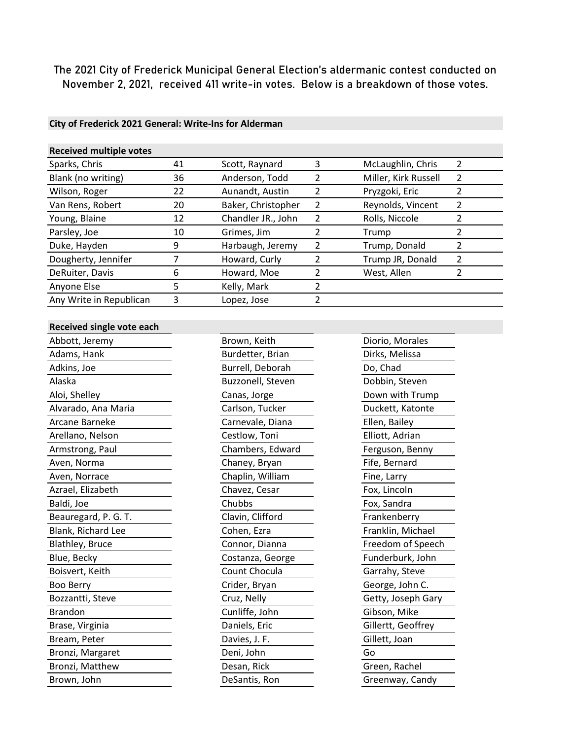The 2021 City of Frederick Municipal General Election's aldermanic contest conducted on November 2, 2021, received 411 write-in votes. Below is a breakdown of those votes.

**City of Frederick 2021 General: Write-Ins for Alderman**

**Received multiple votes**

| Name | Votes | Name | Votes | Name | Votes |
|---|---|---|---|---|---|
| Sparks, Chris | 41 | Scott, Raynard | 3 | McLaughlin, Chris | 2 |
| Blank (no writing) | 36 | Anderson, Todd | 2 | Miller, Kirk Russell | 2 |
| Wilson, Roger | 22 | Aunandt, Austin | 2 | Pryzgoki, Eric | 2 |
| Van Rens, Robert | 20 | Baker, Christopher | 2 | Reynolds, Vincent | 2 |
| Young, Blaine | 12 | Chandler JR., John | 2 | Rolls, Niccole | 2 |
| Parsley, Joe | 10 | Grimes, Jim | 2 | Trump | 2 |
| Duke, Hayden | 9 | Harbaugh, Jeremy | 2 | Trump, Donald | 2 |
| Dougherty, Jennifer | 7 | Howard, Curly | 2 | Trump JR, Donald | 2 |
| DeRuiter, Davis | 6 | Howard, Moe | 2 | West, Allen | 2 |
| Anyone Else | 5 | Kelly, Mark | 2 | | |
| Any Write in Republican | 3 | Lopez, Jose | 2 | | |

**Received single vote each**

| | | |
|---|---|---|
| Abbott, Jeremy | Brown, Keith | Diorio, Morales |
| Adams, Hank | Burdetter, Brian | Dirks, Melissa |
| Adkins, Joe | Burrell, Deborah | Do, Chad |
| Alaska | Buzzonell, Steven | Dobbin, Steven |
| Aloi, Shelley | Canas, Jorge | Down with Trump |
| Alvarado, Ana Maria | Carlson, Tucker | Duckett, Katonte |
| Arcane Barneke | Carnevale, Diana | Ellen, Bailey |
| Arellano, Nelson | Cestlow, Toni | Elliott, Adrian |
| Armstrong, Paul | Chambers, Edward | Ferguson, Benny |
| Aven, Norma | Chaney, Bryan | Fife, Bernard |
| Aven, Norrace | Chaplin, William | Fine, Larry |
| Azrael, Elizabeth | Chavez, Cesar | Fox, Lincoln |
| Baldi, Joe | Chubbs | Fox, Sandra |
| Beauregard, P. G. T. | Clavin, Clifford | Frankenberry |
| Blank, Richard Lee | Cohen, Ezra | Franklin, Michael |
| Blathley, Bruce | Connor, Dianna | Freedom of Speech |
| Blue, Becky | Costanza, George | Funderburk, John |
| Boisvert, Keith | Count Chocula | Garrahy, Steve |
| Boo Berry | Crider, Bryan | George, John C. |
| Bozzantti, Steve | Cruz, Nelly | Getty, Joseph Gary |
| Brandon | Cunliffe, John | Gibson, Mike |
| Brase, Virginia | Daniels, Eric | Gillertt, Geoffrey |
| Bream, Peter | Davies, J. F. | Gillett, Joan |
| Bronzi, Margaret | Deni, John | Go |
| Bronzi, Matthew | Desan, Rick | Green, Rachel |
| Brown, John | DeSantis, Ron | Greenway, Candy |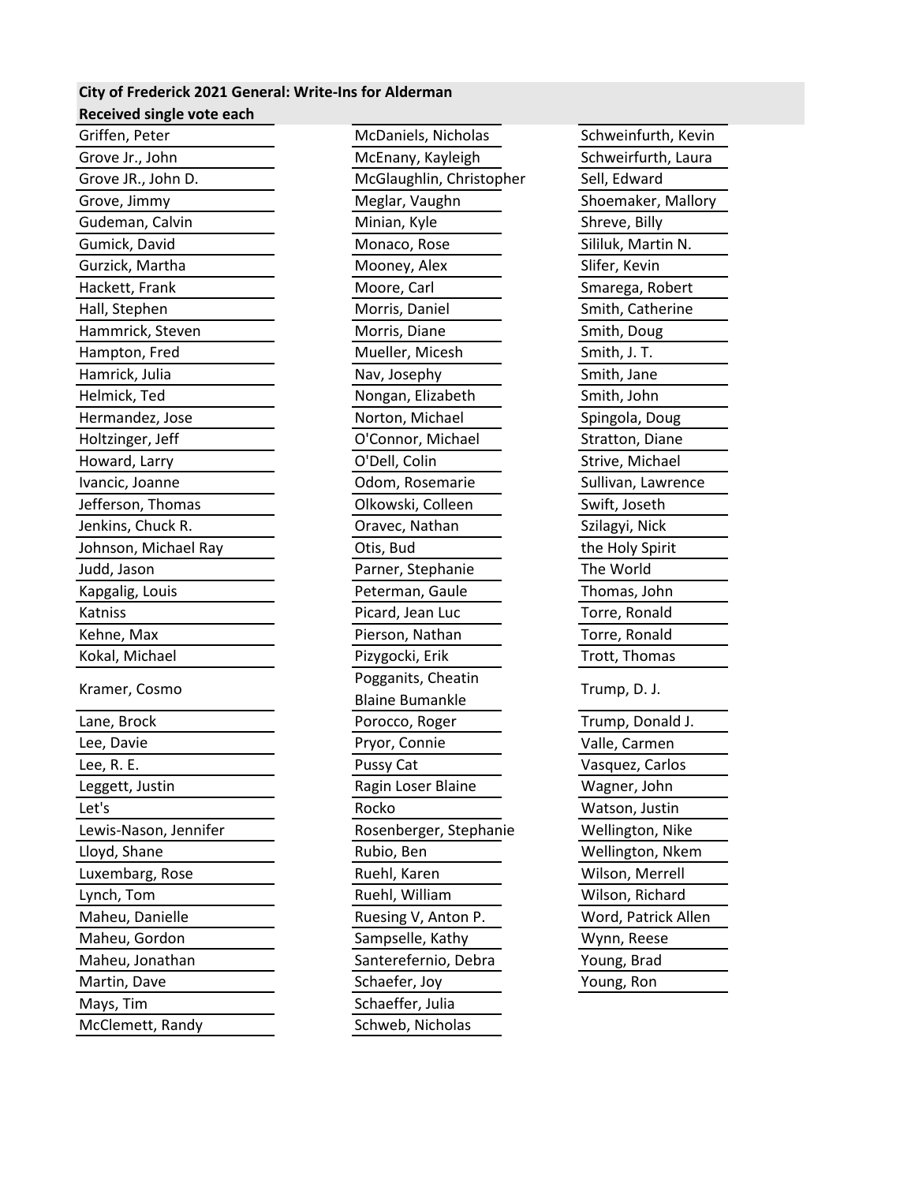**City of Frederick 2021 General: Write-Ins for Alderman**
**Received single vote each**

| | | |
|---|---|---|
| Griffen, Peter | McDaniels, Nicholas | Schweinfurth, Kevin |
| Grove Jr., John | McEnany, Kayleigh | Schweirfurth, Laura |
| Grove JR., John D. | McGlaughlin, Christopher | Sell, Edward |
| Grove, Jimmy | Meglar, Vaughn | Shoemaker, Mallory |
| Gudeman, Calvin | Minian, Kyle | Shreve, Billy |
| Gumick, David | Monaco, Rose | Sililuk, Martin N. |
| Gurzick, Martha | Mooney, Alex | Slifer, Kevin |
| Hackett, Frank | Moore, Carl | Smarega, Robert |
| Hall, Stephen | Morris, Daniel | Smith, Catherine |
| Hammrick, Steven | Morris, Diane | Smith, Doug |
| Hampton, Fred | Mueller, Micesh | Smith, J. T. |
| Hamrick, Julia | Nav, Josephy | Smith, Jane |
| Helmick, Ted | Nongan, Elizabeth | Smith, John |
| Hermandez, Jose | Norton, Michael | Spingola, Doug |
| Holtzinger, Jeff | O'Connor, Michael | Stratton, Diane |
| Howard, Larry | O'Dell, Colin | Strive, Michael |
| Ivancic, Joanne | Odom, Rosemarie | Sullivan, Lawrence |
| Jefferson, Thomas | Olkowski, Colleen | Swift, Joseth |
| Jenkins, Chuck R. | Oravec, Nathan | Szilagyi, Nick |
| Johnson, Michael Ray | Otis, Bud | the Holy Spirit |
| Judd, Jason | Parner, Stephanie | The World |
| Kapgalig, Louis | Peterman, Gaule | Thomas, John |
| Katniss | Picard, Jean Luc | Torre, Ronald |
| Kehne, Max | Pierson, Nathan | Torre, Ronald |
| Kokal, Michael | Pizygocki, Erik | Trott, Thomas |
| Kramer, Cosmo | Pogganits, Cheatin Blaine Bumankle | Trump, D. J. |
| Lane, Brock | Porocco, Roger | Trump, Donald J. |
| Lee, Davie | Pryor, Connie | Valle, Carmen |
| Lee, R. E. | Pussy Cat | Vasquez, Carlos |
| Leggett, Justin | Ragin Loser Blaine | Wagner, John |
| Let's | Rocko | Watson, Justin |
| Lewis-Nason, Jennifer | Rosenberger, Stephanie | Wellington, Nike |
| Lloyd, Shane | Rubio, Ben | Wellington, Nkem |
| Luxembarg, Rose | Ruehl, Karen | Wilson, Merrell |
| Lynch, Tom | Ruehl, William | Wilson, Richard |
| Maheu, Danielle | Ruesing V, Anton P. | Word, Patrick Allen |
| Maheu, Gordon | Sampselle, Kathy | Wynn, Reese |
| Maheu, Jonathan | Santerefernio, Debra | Young, Brad |
| Martin, Dave | Schaefer, Joy | Young, Ron |
| Mays, Tim | Schaeffer, Julia | |
| McClemett, Randy | Schweb, Nicholas | |